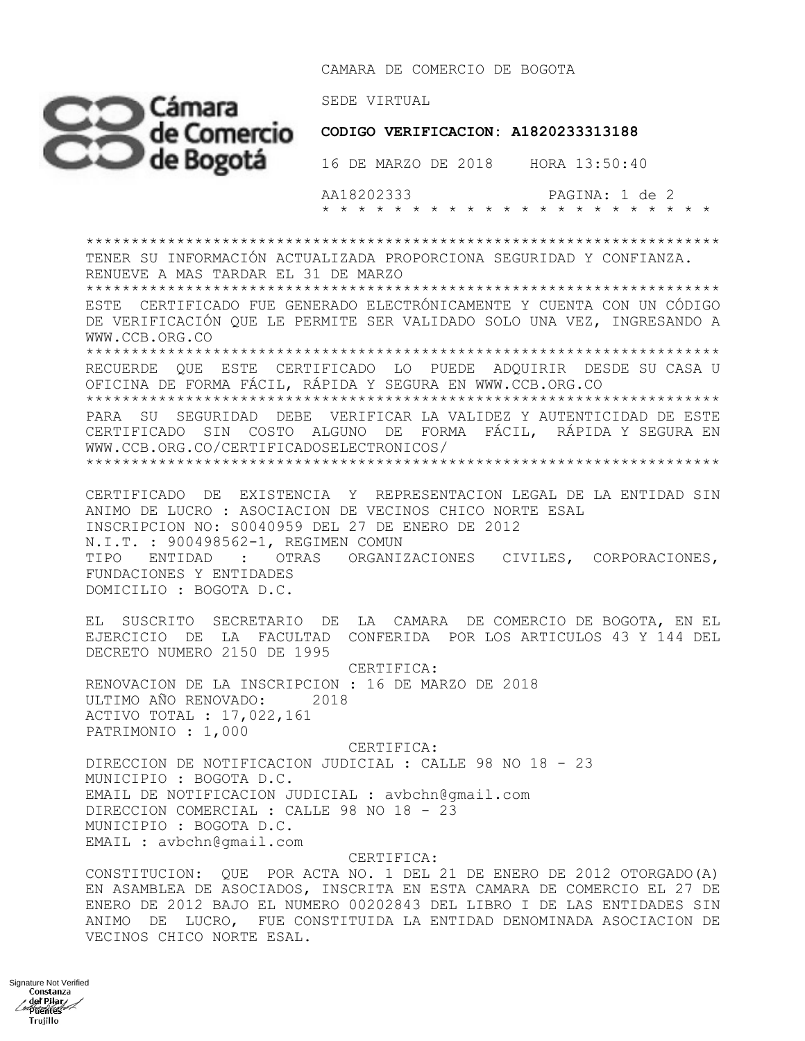CAMARA DE COMERCIO DE BOGOTA

SEDE VIRTUAL

**CODIGO VERIFICACION: A1820233313188**

16 DE MARZO DE 2018 HORA 13:50:40

AA18202333

\* \* \* \* \* \* \* \* \* \* \* \* \* \* \* \* \* \* \* \* \* \* \* \* \*

\*\*\*\*\*\*\*\*\*\*\*\*\*\*\*\*\*\*\*\*\*\*\*\*\*\*\*\*\*\*\*\*\*\*\*\*\*\*\*\*\*\*\*\*\*\*\*\*\*\*\*\*\*\*\*\*\*\*\*\*\*\*\*\*\*\*

TENER SU INFORMACIÓN ACTUALIZADA PROPORCIONA SEGURIDAD Y CONFIANZA. RENUEVE A MAS TARDAR EL 31 DE MARZO

\*\*\*\*\*\*\*\*\*\*\*\*\*\*\*\*\*\*\*\*\*\*\*\*\*\*\*\*\*\*\*\*\*\*\*\*\*\*\*\*\*\*\*\*\*\*\*\*\*\*\*\*\*\*\*\*\*\*\*\*\*\*\*\*\*\*

ESTE CERTIFICADO FUE GENERADO ELECTRÓNICAMENTE Y CUENTA CON UN CÓDIGO DE VERIFICACIÓN QUE LE PERMITE SER VALIDADO SOLO UNA VEZ, INGRESANDO A WWW.CCB.ORG.CO

\*\*\*\*\*\*\*\*\*\*\*\*\*\*\*\*\*\*\*\*\*\*\*\*\*\*\*\*\*\*\*\*\*\*\*\*\*\*\*\*\*\*\*\*\*\*\*\*\*\*\*\*\*\*\*\*\*\*\*\*\*\*\*\*\*\*

RECUERDE QUE ESTE CERTIFICADO LO PUEDE ADQUIRIR DESDE SU CASA U OFICINA DE FORMA FÁCIL, RÁPIDA Y SEGURA EN WWW.CCB.ORG.CO

\*\*\*\*\*\*\*\*\*\*\*\*\*\*\*\*\*\*\*\*\*\*\*\*\*\*\*\*\*\*\*\*\*\*\*\*\*\*\*\*\*\*\*\*\*\*\*\*\*\*\*\*\*\*\*\*\*\*\*\*\*\*\*\*\*\*

PARA SU SEGURIDAD DEBE VERIFICAR LA VALIDEZ Y AUTENTICIDAD DE ESTE CERTIFICADO SIN COSTO ALGUNO DE FORMA FÁCIL, RÁPIDA Y SEGURA EN WWW.CCB.ORG.CO/CERTIFICADOSELECTRONICOS/

\*\*\*\*\*\*\*\*\*\*\*\*\*\*\*\*\*\*\*\*\*\*\*\*\*\*\*\*\*\*\*\*\*\*\*\*\*\*\*\*\*\*\*\*\*\*\*\*\*\*\*\*\*\*\*\*\*\*\*\*\*\*\*\*\*\*

CERTIFICADO DE EXISTENCIA Y REPRESENTACION LEGAL DE LA ENTIDAD SIN ANIMO DE LUCRO : ASOCIACION DE VECINOS CHICO NORTE ESAL
INSCRIPCION NO: S0040959 DEL 27 DE ENERO DE 2012
N.I.T. : 900498562-1, REGIMEN COMUN
TIPO ENTIDAD : OTRAS ORGANIZACIONES CIVILES, CORPORACIONES, FUNDACIONES Y ENTIDADES
DOMICILIO : BOGOTA D.C.

EL SUSCRITO SECRETARIO DE LA CAMARA DE COMERCIO DE BOGOTA, EN EL EJERCICIO DE LA FACULTAD CONFERIDA POR LOS ARTICULOS 43 Y 144 DEL DECRETO NUMERO 2150 DE 1995

CERTIFICA:

RENOVACION DE LA INSCRIPCION : 16 DE MARZO DE 2018
ULTIMO AÑO RENOVADO: 2018
ACTIVO TOTAL : 17,022,161
PATRIMONIO : 1,000

CERTIFICA:

DIRECCION DE NOTIFICACION JUDICIAL : CALLE 98 NO 18 - 23
MUNICIPIO : BOGOTA D.C.
EMAIL DE NOTIFICACION JUDICIAL : avbchn@gmail.com
DIRECCION COMERCIAL : CALLE 98 NO 18 - 23
MUNICIPIO : BOGOTA D.C.
EMAIL : avbchn@gmail.com

CERTIFICA:

CONSTITUCION: QUE POR ACTA NO. 1 DEL 21 DE ENERO DE 2012 OTORGADO(A) EN ASAMBLEA DE ASOCIADOS, INSCRITA EN ESTA CAMARA DE COMERCIO EL 27 DE ENERO DE 2012 BAJO EL NUMERO 00202843 DEL LIBRO I DE LAS ENTIDADES SIN ANIMO DE LUCRO, FUE CONSTITUIDA LA ENTIDAD DENOMINADA ASOCIACION DE VECINOS CHICO NORTE ESAL.

Signature Not Verified
Constanza del Pilar Puentes Trujillo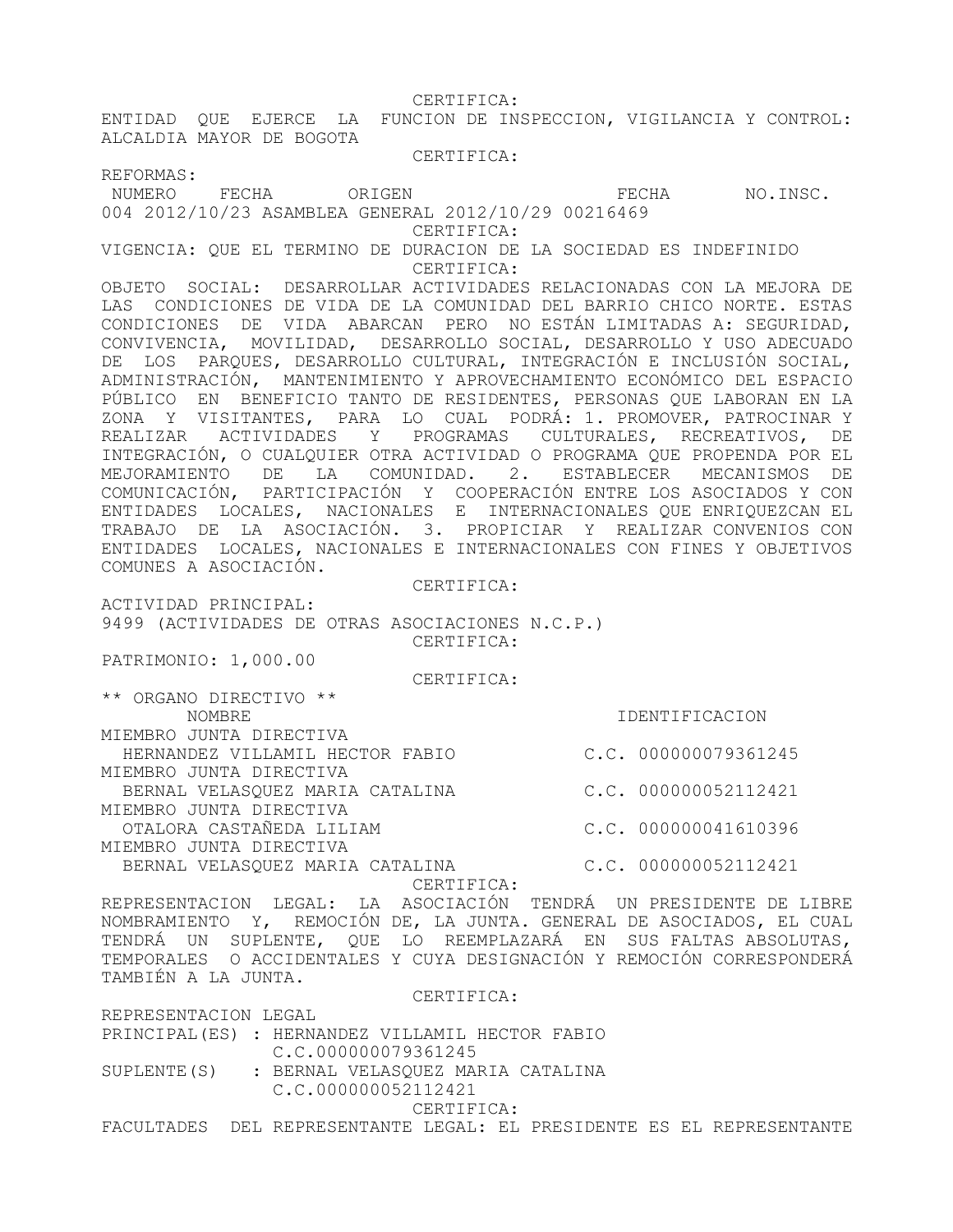CERTIFICA:

ENTIDAD QUE EJERCE LA FUNCION DE INSPECCION, VIGILANCIA Y CONTROL: ALCALDIA MAYOR DE BOGOTA

CERTIFICA:

REFORMAS:

| NUMERO | FECHA | ORIGEN | FECHA | NO.INSC. |
|---|---|---|---|---|
| 004 | 2012/10/23 | ASAMBLEA GENERAL | 2012/10/29 | 00216469 |

CERTIFICA:

VIGENCIA: QUE EL TERMINO DE DURACION DE LA SOCIEDAD ES INDEFINIDO

CERTIFICA:

OBJETO SOCIAL: DESARROLLAR ACTIVIDADES RELACIONADAS CON LA MEJORA DE LAS CONDICIONES DE VIDA DE LA COMUNIDAD DEL BARRIO CHICO NORTE. ESTAS CONDICIONES DE VIDA ABARCAN PERO NO ESTÁN LIMITADAS A: SEGURIDAD, CONVIVENCIA, MOVILIDAD, DESARROLLO SOCIAL, DESARROLLO Y USO ADECUADO DE LOS PARQUES, DESARROLLO CULTURAL, INTEGRACIÓN E INCLUSIÓN SOCIAL, ADMINISTRACIÓN, MANTENIMIENTO Y APROVECHAMIENTO ECONÓMICO DEL ESPACIO PÚBLICO EN BENEFICIO TANTO DE RESIDENTES, PERSONAS QUE LABORAN EN LA ZONA Y VISITANTES, PARA LO CUAL PODRÁ: 1. PROMOVER, PATROCINAR Y REALIZAR ACTIVIDADES Y PROGRAMAS CULTURALES, RECREATIVOS, DE INTEGRACIÓN, O CUALQUIER OTRA ACTIVIDAD O PROGRAMA QUE PROPENDA POR EL MEJORAMIENTO DE LA COMUNIDAD. 2. ESTABLECER MECANISMOS DE COMUNICACIÓN, PARTICIPACIÓN Y COOPERACIÓN ENTRE LOS ASOCIADOS Y CON ENTIDADES LOCALES, NACIONALES E INTERNACIONALES QUE ENRIQUEZCAN EL TRABAJO DE LA ASOCIACIÓN. 3. PROPICIAR Y REALIZAR CONVENIOS CON ENTIDADES LOCALES, NACIONALES E INTERNACIONALES CON FINES Y OBJETIVOS COMUNES A ASOCIACIÓN.

CERTIFICA:

ACTIVIDAD PRINCIPAL:
9499 (ACTIVIDADES DE OTRAS ASOCIACIONES N.C.P.)

CERTIFICA:

PATRIMONIO: 1,000.00

CERTIFICA:

** ORGANO DIRECTIVO **

| NOMBRE | IDENTIFICACION |
|---|---|
| MIEMBRO JUNTA DIRECTIVA | |
| HERNANDEZ VILLAMIL HECTOR FABIO | C.C. 000000079361245 |
| MIEMBRO JUNTA DIRECTIVA | |
| BERNAL VELASQUEZ MARIA CATALINA | C.C. 000000052112421 |
| MIEMBRO JUNTA DIRECTIVA | |
| OTALORA CASTAÑEDA LILIAM | C.C. 000000041610396 |
| MIEMBRO JUNTA DIRECTIVA | |
| BERNAL VELASQUEZ MARIA CATALINA | C.C. 000000052112421 |

CERTIFICA:

REPRESENTACION LEGAL: LA ASOCIACIÓN TENDRÁ UN PRESIDENTE DE LIBRE NOMBRAMIENTO Y, REMOCIÓN DE, LA JUNTA. GENERAL DE ASOCIADOS, EL CUAL TENDRÁ UN SUPLENTE, QUE LO REEMPLAZARÁ EN SUS FALTAS ABSOLUTAS, TEMPORALES O ACCIDENTALES Y CUYA DESIGNACIÓN Y REMOCIÓN CORRESPONDERÁ TAMBIÉN A LA JUNTA.

CERTIFICA:

REPRESENTACION LEGAL

PRINCIPAL(ES) : HERNANDEZ VILLAMIL HECTOR FABIO
C.C.000000079361245

SUPLENTE(S) : BERNAL VELASQUEZ MARIA CATALINA
C.C.000000052112421

CERTIFICA:

FACULTADES DEL REPRESENTANTE LEGAL: EL PRESIDENTE ES EL REPRESENTANTE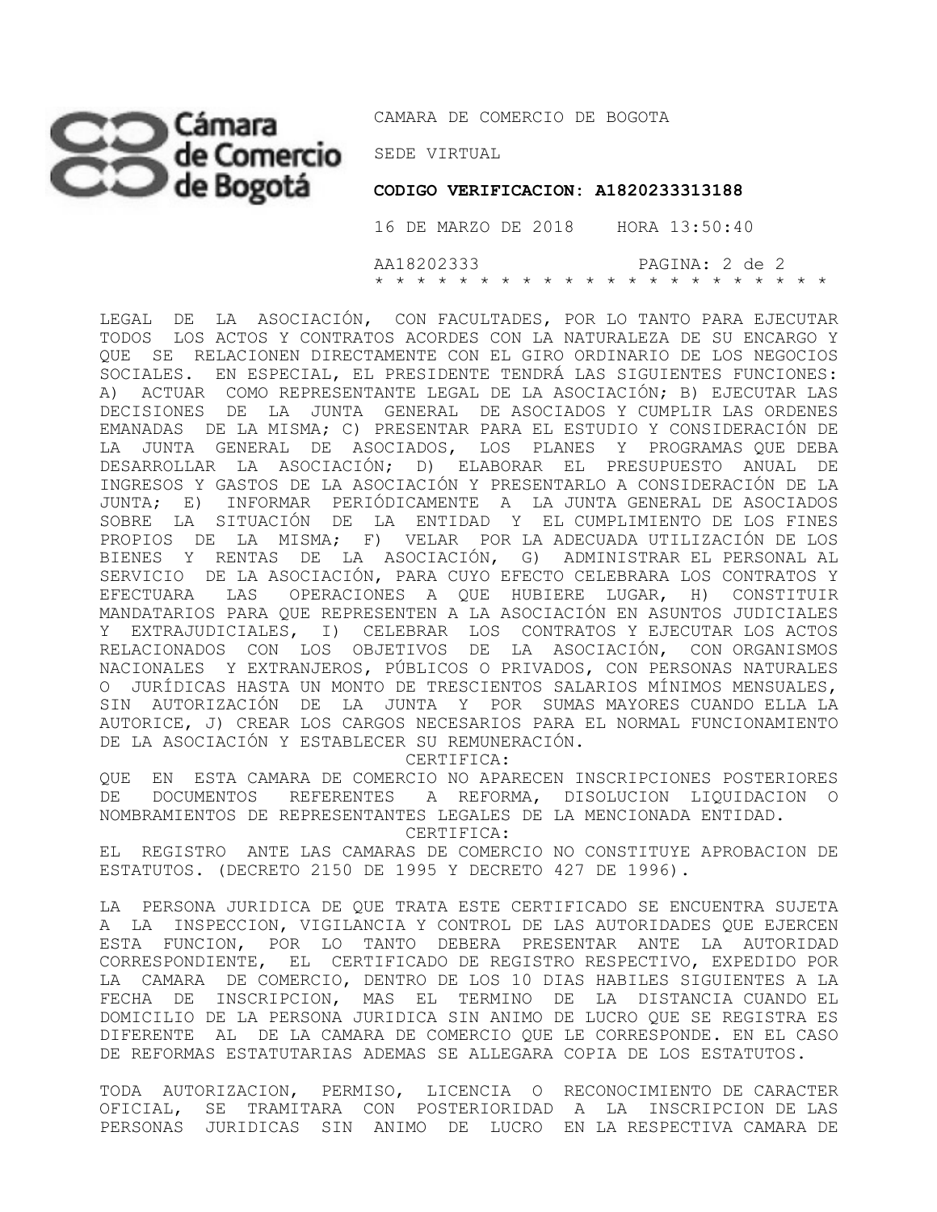LEGAL DE LA ASOCIACIÓN, CON FACULTADES, POR LO TANTO PARA EJECUTAR TODOS LOS ACTOS Y CONTRATOS ACORDES CON LA NATURALEZA DE SU ENCARGO Y QUE SE RELACIONEN DIRECTAMENTE CON EL GIRO ORDINARIO DE LOS NEGOCIOS SOCIALES. EN ESPECIAL, EL PRESIDENTE TENDRÁ LAS SIGUIENTES FUNCIONES: A) ACTUAR COMO REPRESENTANTE LEGAL DE LA ASOCIACIÓN; B) EJECUTAR LAS DECISIONES DE LA JUNTA GENERAL DE ASOCIADOS Y CUMPLIR LAS ORDENES EMANADAS DE LA MISMA; C) PRESENTAR PARA EL ESTUDIO Y CONSIDERACIÓN DE LA JUNTA GENERAL DE ASOCIADOS, LOS PLANES Y PROGRAMAS QUE DEBA DESARROLLAR LA ASOCIACIÓN; D) ELABORAR EL PRESUPUESTO ANUAL DE INGRESOS Y GASTOS DE LA ASOCIACIÓN Y PRESENTARLO A CONSIDERACIÓN DE LA JUNTA; E) INFORMAR PERIÓDICAMENTE A LA JUNTA GENERAL DE ASOCIADOS SOBRE LA SITUACIÓN DE LA ENTIDAD Y EL CUMPLIMIENTO DE LOS FINES PROPIOS DE LA MISMA; F) VELAR POR LA ADECUADA UTILIZACIÓN DE LOS BIENES Y RENTAS DE LA ASOCIACIÓN, G) ADMINISTRAR EL PERSONAL AL SERVICIO DE LA ASOCIACIÓN, PARA CUYO EFECTO CELEBRARA LOS CONTRATOS Y EFECTUARA LAS OPERACIONES A QUE HUBIERE LUGAR, H) CONSTITUIR MANDATARIOS PARA QUE REPRESENTEN A LA ASOCIACIÓN EN ASUNTOS JUDICIALES Y EXTRAJUDICIALES, I) CELEBRAR LOS CONTRATOS Y EJECUTAR LOS ACTOS RELACIONADOS CON LOS OBJETIVOS DE LA ASOCIACIÓN, CON ORGANISMOS NACIONALES Y EXTRANJEROS, PÚBLICOS O PRIVADOS, CON PERSONAS NATURALES O JURÍDICAS HASTA UN MONTO DE TRESCIENTOS SALARIOS MÍNIMOS MENSUALES, SIN AUTORIZACIÓN DE LA JUNTA Y POR SUMAS MAYORES CUANDO ELLA LA AUTORICE, J) CREAR LOS CARGOS NECESARIOS PARA EL NORMAL FUNCIONAMIENTO DE LA ASOCIACIÓN Y ESTABLECER SU REMUNERACIÓN.

CERTIFICA:

QUE EN ESTA CAMARA DE COMERCIO NO APARECEN INSCRIPCIONES POSTERIORES DE DOCUMENTOS REFERENTES A REFORMA, DISOLUCION LIQUIDACION O NOMBRAMIENTOS DE REPRESENTANTES LEGALES DE LA MENCIONADA ENTIDAD.

CERTIFICA:

EL REGISTRO ANTE LAS CAMARAS DE COMERCIO NO CONSTITUYE APROBACION DE ESTATUTOS. (DECRETO 2150 DE 1995 Y DECRETO 427 DE 1996).

LA PERSONA JURIDICA DE QUE TRATA ESTE CERTIFICADO SE ENCUENTRA SUJETA A LA INSPECCION, VIGILANCIA Y CONTROL DE LAS AUTORIDADES QUE EJERCEN ESTA FUNCION, POR LO TANTO DEBERA PRESENTAR ANTE LA AUTORIDAD CORRESPONDIENTE, EL CERTIFICADO DE REGISTRO RESPECTIVO, EXPEDIDO POR LA CAMARA DE COMERCIO, DENTRO DE LOS 10 DIAS HABILES SIGUIENTES A LA FECHA DE INSCRIPCION, MAS EL TERMINO DE LA DISTANCIA CUANDO EL DOMICILIO DE LA PERSONA JURIDICA SIN ANIMO DE LUCRO QUE SE REGISTRA ES DIFERENTE AL DE LA CAMARA DE COMERCIO QUE LE CORRESPONDE. EN EL CASO DE REFORMAS ESTATUTARIAS ADEMAS SE ALLEGARA COPIA DE LOS ESTATUTOS.

TODA AUTORIZACION, PERMISO, LICENCIA O RECONOCIMIENTO DE CARACTER OFICIAL, SE TRAMITARA CON POSTERIORIDAD A LA INSCRIPCION DE LAS PERSONAS JURIDICAS SIN ANIMO DE LUCRO EN LA RESPECTIVA CAMARA DE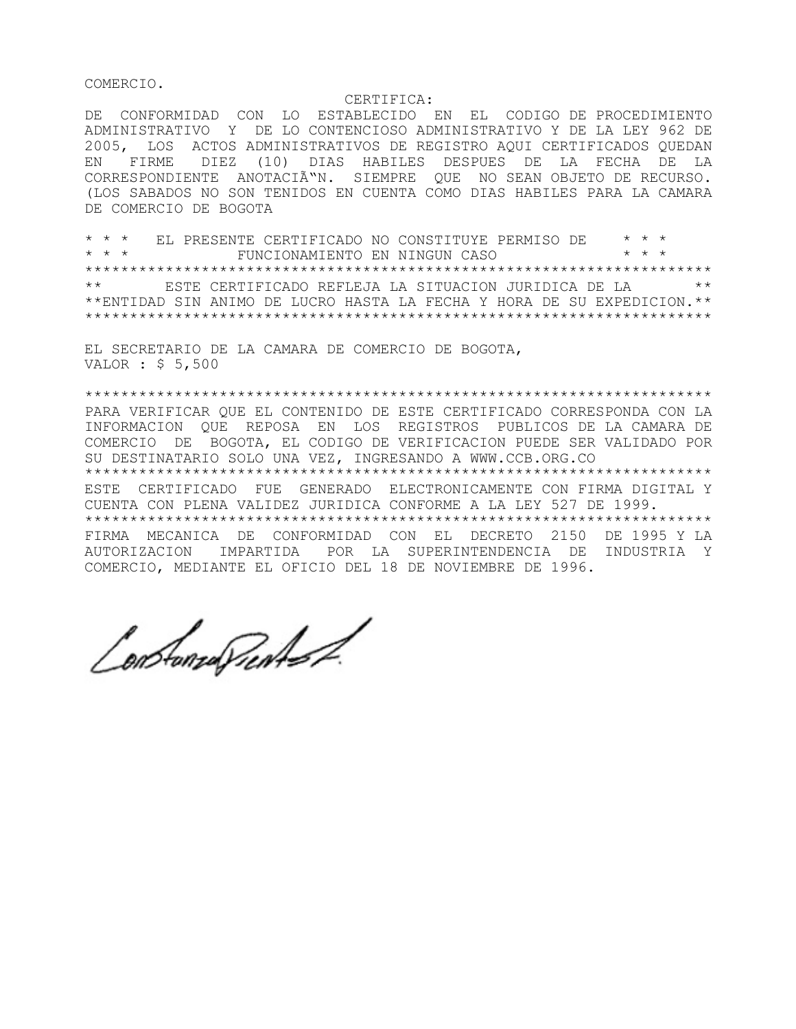COMERCIO.

CERTIFICA:

DE CONFORMIDAD CON LO ESTABLECIDO EN EL CODIGO DE PROCEDIMIENTO ADMINISTRATIVO Y DE LO CONTENCIOSO ADMINISTRATIVO Y DE LA LEY 962 DE 2005, LOS ACTOS ADMINISTRATIVOS DE REGISTRO AQUI CERTIFICADOS QUEDAN EN FIRME DIEZ (10) DIAS HABILES DESPUES DE LA FECHA DE LA CORRESPONDIENTE ANOTACIÃ"N. SIEMPRE QUE NO SEAN OBJETO DE RECURSO. (LOS SABADOS NO SON TENIDOS EN CUENTA COMO DIAS HABILES PARA LA CAMARA DE COMERCIO DE BOGOTA

* * * EL PRESENTE CERTIFICADO NO CONSTITUYE PERMISO DE * * *
* * * FUNCIONAMIENTO EN NINGUN CASO * * *

*******************************************************************

** ESTE CERTIFICADO REFLEJA LA SITUACION JURIDICA DE LA **
**ENTIDAD SIN ANIMO DE LUCRO HASTA LA FECHA Y HORA DE SU EXPEDICION.**

*******************************************************************

EL SECRETARIO DE LA CAMARA DE COMERCIO DE BOGOTA,
VALOR : $ 5,500

*******************************************************************

PARA VERIFICAR QUE EL CONTENIDO DE ESTE CERTIFICADO CORRESPONDA CON LA INFORMACION QUE REPOSA EN LOS REGISTROS PUBLICOS DE LA CAMARA DE COMERCIO DE BOGOTA, EL CODIGO DE VERIFICACION PUEDE SER VALIDADO POR SU DESTINATARIO SOLO UNA VEZ, INGRESANDO A WWW.CCB.ORG.CO

*******************************************************************

ESTE CERTIFICADO FUE GENERADO ELECTRONICAMENTE CON FIRMA DIGITAL Y CUENTA CON PLENA VALIDEZ JURIDICA CONFORME A LA LEY 527 DE 1999.

*******************************************************************

FIRMA MECANICA DE CONFORMIDAD CON EL DECRETO 2150 DE 1995 Y LA AUTORIZACION IMPARTIDA POR LA SUPERINTENDENCIA DE INDUSTRIA Y COMERCIO, MEDIANTE EL OFICIO DEL 18 DE NOVIEMBRE DE 1996.